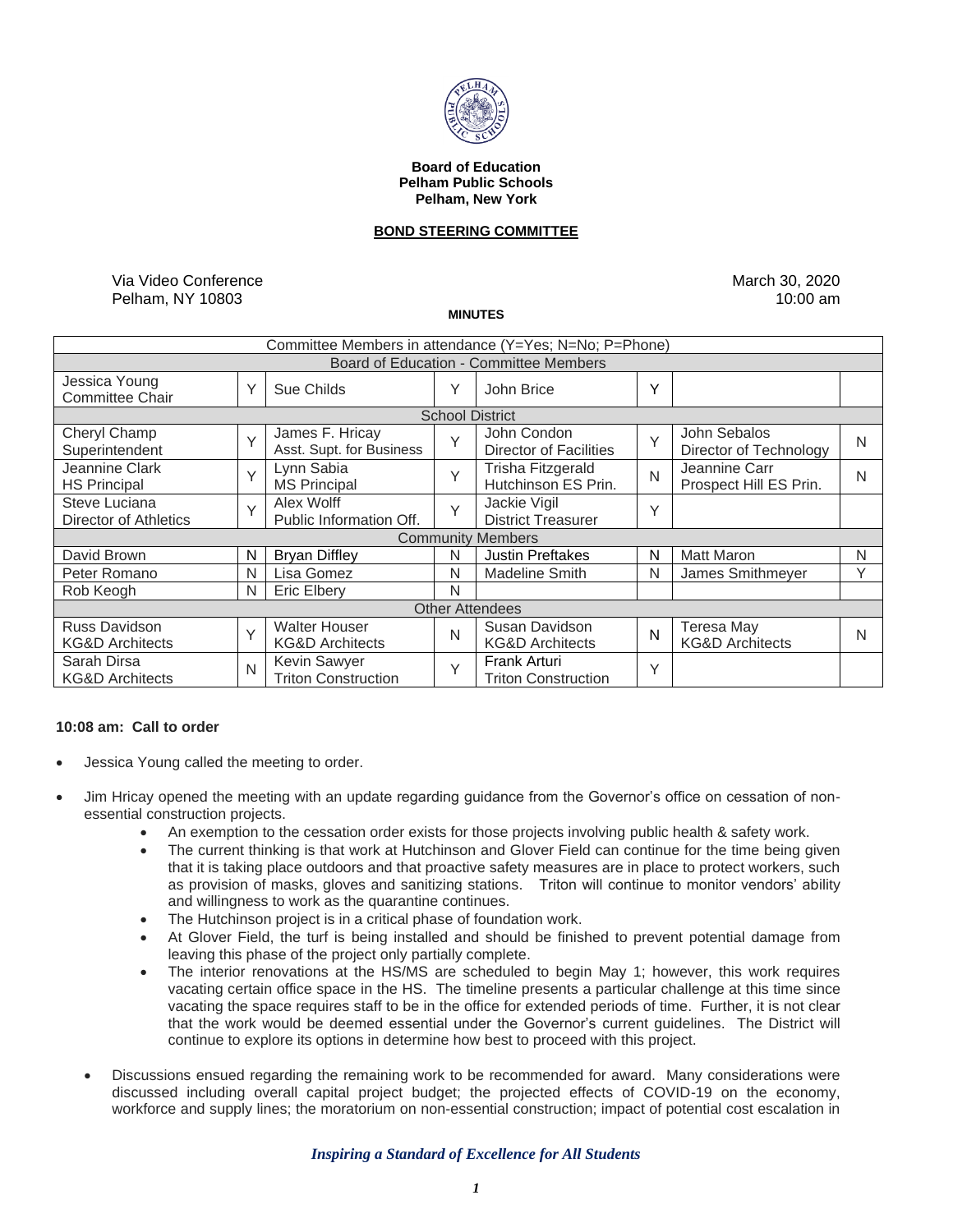**Board of Education**
**Pelham Public Schools**
**Pelham, New York**

**BOND STEERING COMMITTEE**

Via Video Conference
Pelham, NY 10803

March 30, 2020
10:00 am

**MINUTES**

| Committee Members in attendance (Y=Yes; N=No; P=Phone) | | | | | | | |
|---|---|---|---|---|---|---|---|
| **Board of Education - Committee Members** | | | | | | | |
| Jessica Young<br>Committee Chair | Y | Sue Childs | Y | John Brice | Y | | |
| **School District** | | | | | | | |
| Cheryl Champ<br>Superintendent | Y | James F. Hricay<br>Asst. Supt. for Business | Y | John Condon<br>Director of Facilities | Y | John Sebalos<br>Director of Technology | N |
| Jeannine Clark<br>HS Principal | Y | Lynn Sabia<br>MS Principal | Y | Trisha Fitzgerald<br>Hutchinson ES Prin. | N | Jeannine Carr<br>Prospect Hill ES Prin. | N |
| Steve Luciana<br>Director of Athletics | Y | Alex Wolff<br>Public Information Off. | Y | Jackie Vigil<br>District Treasurer | Y | | |
| **Community Members** | | | | | | | |
| David Brown | N | Bryan Diffley | N | Justin Preftakes | N | Matt Maron | N |
| Peter Romano | N | Lisa Gomez | N | Madeline Smith | N | James Smithmeyer | Y |
| Rob Keogh | N | Eric Elbery | N | | | | |
| **Other Attendees** | | | | | | | |
| Russ Davidson<br>KG&D Architects | Y | Walter Houser<br>KG&D Architects | N | Susan Davidson<br>KG&D Architects | N | Teresa May<br>KG&D Architects | N |
| Sarah Dirsa<br>KG&D Architects | N | Kevin Sawyer<br>Triton Construction | Y | Frank Arturi<br>Triton Construction | Y | | |

**10:08 am: Call to order**

- Jessica Young called the meeting to order.
- Jim Hricay opened the meeting with an update regarding guidance from the Governor's office on cessation of non-essential construction projects.
  - An exemption to the cessation order exists for those projects involving public health & safety work.
  - The current thinking is that work at Hutchinson and Glover Field can continue for the time being given that it is taking place outdoors and that proactive safety measures are in place to protect workers, such as provision of masks, gloves and sanitizing stations. Triton will continue to monitor vendors' ability and willingness to work as the quarantine continues.
  - The Hutchinson project is in a critical phase of foundation work.
  - At Glover Field, the turf is being installed and should be finished to prevent potential damage from leaving this phase of the project only partially complete.
  - The interior renovations at the HS/MS are scheduled to begin May 1; however, this work requires vacating certain office space in the HS. The timeline presents a particular challenge at this time since vacating the space requires staff to be in the office for extended periods of time. Further, it is not clear that the work would be deemed essential under the Governor's current guidelines. The District will continue to explore its options in determine how best to proceed with this project.
- Discussions ensued regarding the remaining work to be recommended for award. Many considerations were discussed including overall capital project budget; the projected effects of COVID-19 on the economy, workforce and supply lines; the moratorium on non-essential construction; impact of potential cost escalation in

*Inspiring a Standard of Excellence for All Students*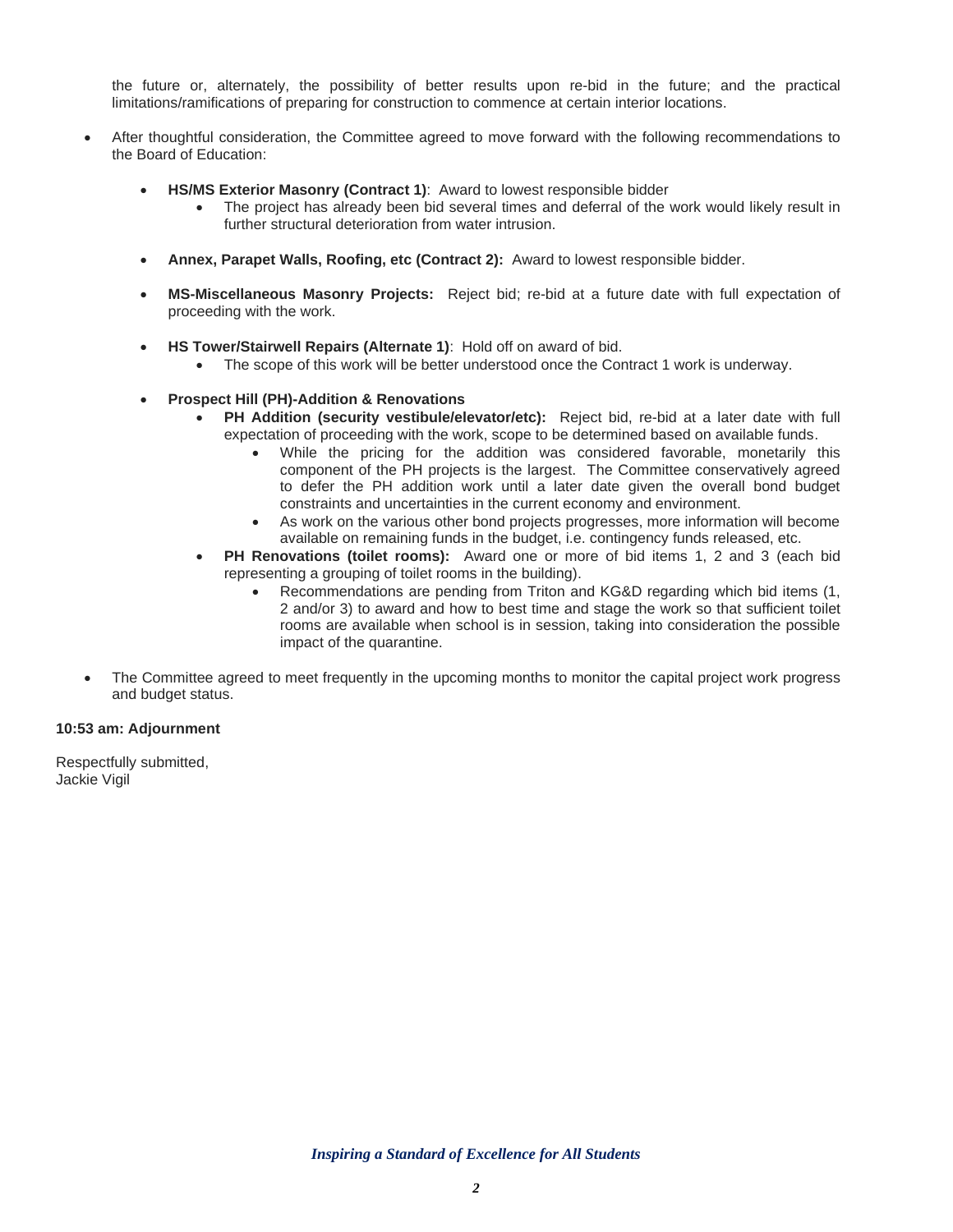the future or, alternately, the possibility of better results upon re-bid in the future; and the practical limitations/ramifications of preparing for construction to commence at certain interior locations.

- After thoughtful consideration, the Committee agreed to move forward with the following recommendations to the Board of Education:
  - **HS/MS Exterior Masonry (Contract 1)**: Award to lowest responsible bidder
    - The project has already been bid several times and deferral of the work would likely result in further structural deterioration from water intrusion.
  - **Annex, Parapet Walls, Roofing, etc (Contract 2):** Award to lowest responsible bidder.
  - **MS-Miscellaneous Masonry Projects:** Reject bid; re-bid at a future date with full expectation of proceeding with the work.
  - **HS Tower/Stairwell Repairs (Alternate 1)**: Hold off on award of bid.
    - The scope of this work will be better understood once the Contract 1 work is underway.
  - **Prospect Hill (PH)-Addition & Renovations**
    - **PH Addition (security vestibule/elevator/etc):** Reject bid, re-bid at a later date with full expectation of proceeding with the work, scope to be determined based on available funds.
      - While the pricing for the addition was considered favorable, monetarily this component of the PH projects is the largest. The Committee conservatively agreed to defer the PH addition work until a later date given the overall bond budget constraints and uncertainties in the current economy and environment.
      - As work on the various other bond projects progresses, more information will become available on remaining funds in the budget, i.e. contingency funds released, etc.
    - **PH Renovations (toilet rooms):** Award one or more of bid items 1, 2 and 3 (each bid representing a grouping of toilet rooms in the building).
      - Recommendations are pending from Triton and KG&D regarding which bid items (1, 2 and/or 3) to award and how to best time and stage the work so that sufficient toilet rooms are available when school is in session, taking into consideration the possible impact of the quarantine.
- The Committee agreed to meet frequently in the upcoming months to monitor the capital project work progress and budget status.

**10:53 am: Adjournment**

Respectfully submitted,
Jackie Vigil

***Inspiring a Standard of Excellence for All Students***